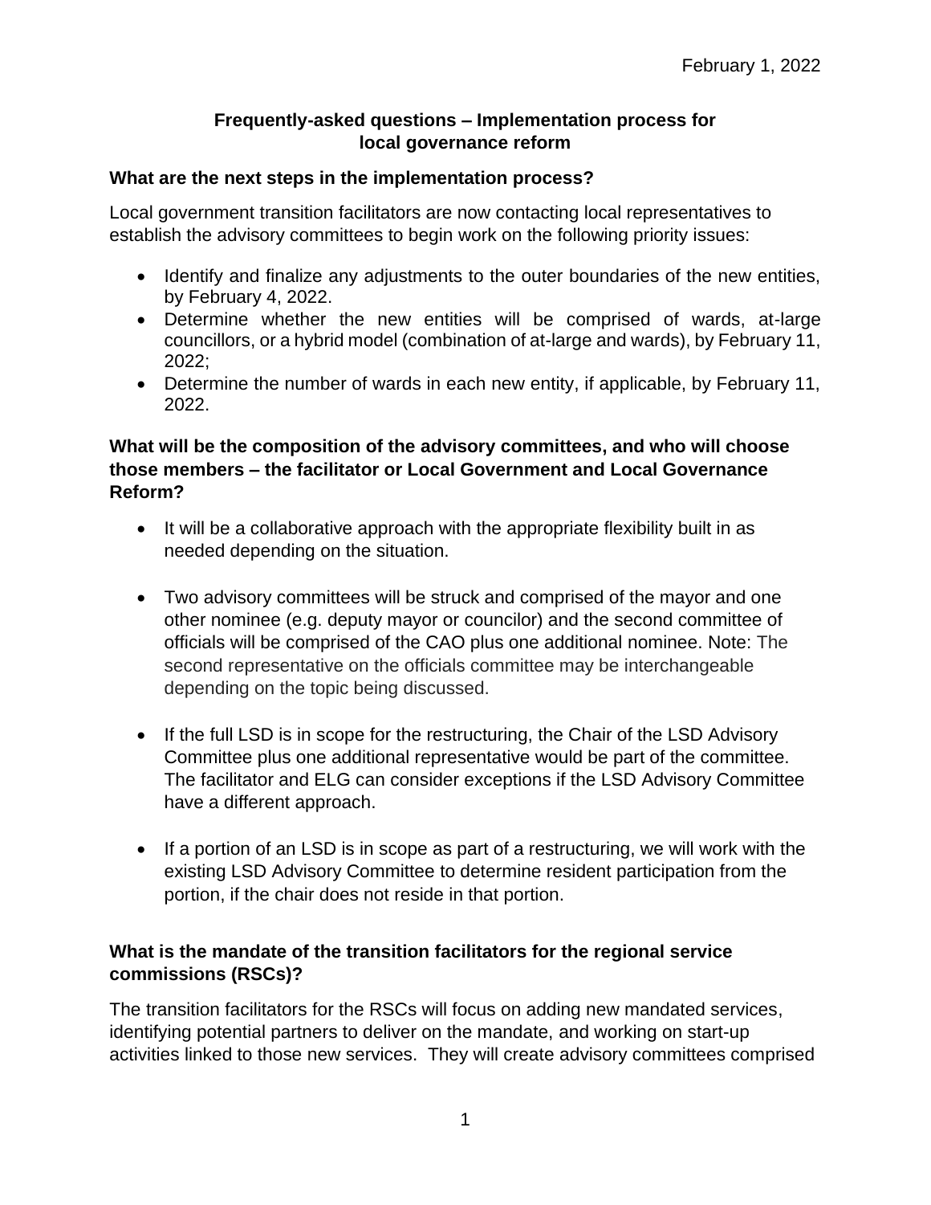February 1, 2022

## Frequently-asked questions – Implementation process for local governance reform

### What are the next steps in the implementation process?

Local government transition facilitators are now contacting local representatives to establish the advisory committees to begin work on the following priority issues:

- Identify and finalize any adjustments to the outer boundaries of the new entities, by February 4, 2022.
- Determine whether the new entities will be comprised of wards, at-large councillors, or a hybrid model (combination of at-large and wards), by February 11, 2022;
- Determine the number of wards in each new entity, if applicable, by February 11, 2022.

### What will be the composition of the advisory committees, and who will choose those members – the facilitator or Local Government and Local Governance Reform?

- It will be a collaborative approach with the appropriate flexibility built in as needed depending on the situation.
- Two advisory committees will be struck and comprised of the mayor and one other nominee (e.g. deputy mayor or councilor) and the second committee of officials will be comprised of the CAO plus one additional nominee. Note: The second representative on the officials committee may be interchangeable depending on the topic being discussed.
- If the full LSD is in scope for the restructuring, the Chair of the LSD Advisory Committee plus one additional representative would be part of the committee. The facilitator and ELG can consider exceptions if the LSD Advisory Committee have a different approach.
- If a portion of an LSD is in scope as part of a restructuring, we will work with the existing LSD Advisory Committee to determine resident participation from the portion, if the chair does not reside in that portion.

### What is the mandate of the transition facilitators for the regional service commissions (RSCs)?

The transition facilitators for the RSCs will focus on adding new mandated services, identifying potential partners to deliver on the mandate, and working on start-up activities linked to those new services. They will create advisory committees comprised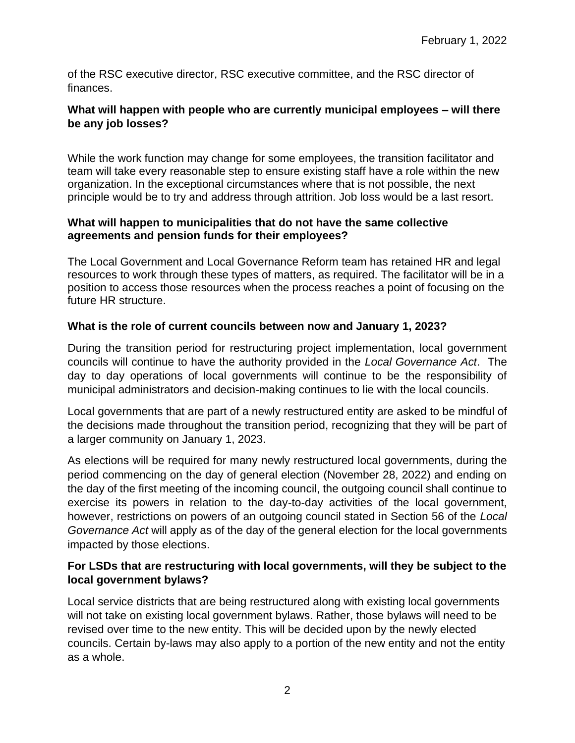of the RSC executive director, RSC executive committee, and the RSC director of finances.

**What will happen with people who are currently municipal employees – will there be any job losses?**

While the work function may change for some employees, the transition facilitator and team will take every reasonable step to ensure existing staff have a role within the new organization. In the exceptional circumstances where that is not possible, the next principle would be to try and address through attrition. Job loss would be a last resort.

**What will happen to municipalities that do not have the same collective agreements and pension funds for their employees?**

The Local Government and Local Governance Reform team has retained HR and legal resources to work through these types of matters, as required. The facilitator will be in a position to access those resources when the process reaches a point of focusing on the future HR structure.

**What is the role of current councils between now and January 1, 2023?**

During the transition period for restructuring project implementation, local government councils will continue to have the authority provided in the *Local Governance Act*. The day to day operations of local governments will continue to be the responsibility of municipal administrators and decision-making continues to lie with the local councils.

Local governments that are part of a newly restructured entity are asked to be mindful of the decisions made throughout the transition period, recognizing that they will be part of a larger community on January 1, 2023.

As elections will be required for many newly restructured local governments, during the period commencing on the day of general election (November 28, 2022) and ending on the day of the first meeting of the incoming council, the outgoing council shall continue to exercise its powers in relation to the day-to-day activities of the local government, however, restrictions on powers of an outgoing council stated in Section 56 of the *Local Governance Act* will apply as of the day of the general election for the local governments impacted by those elections.

**For LSDs that are restructuring with local governments, will they be subject to the local government bylaws?**

Local service districts that are being restructured along with existing local governments will not take on existing local government bylaws. Rather, those bylaws will need to be revised over time to the new entity. This will be decided upon by the newly elected councils. Certain by-laws may also apply to a portion of the new entity and not the entity as a whole.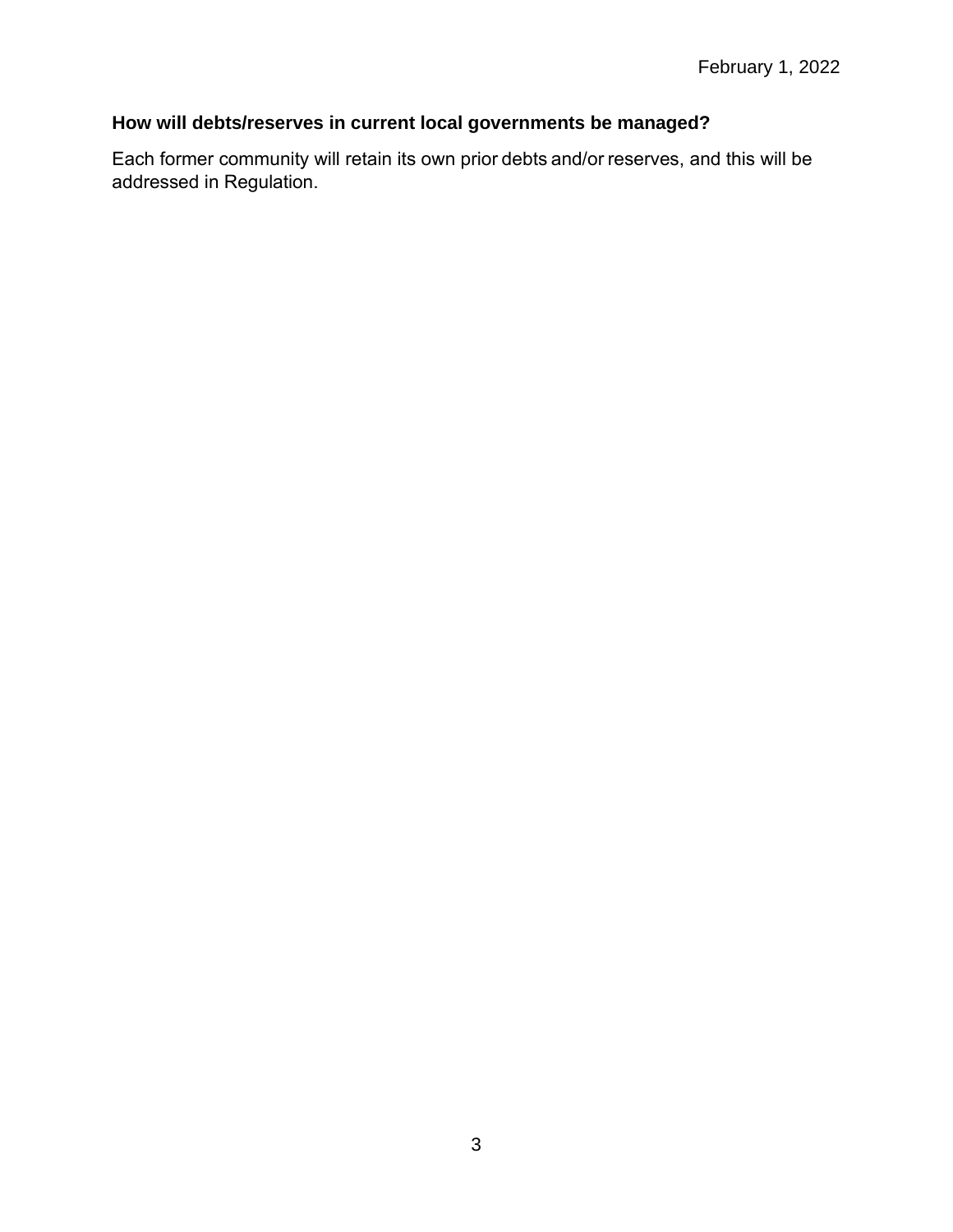February 1, 2022

**How will debts/reserves in current local governments be managed?**

Each former community will retain its own prior debts and/or reserves, and this will be addressed in Regulation.